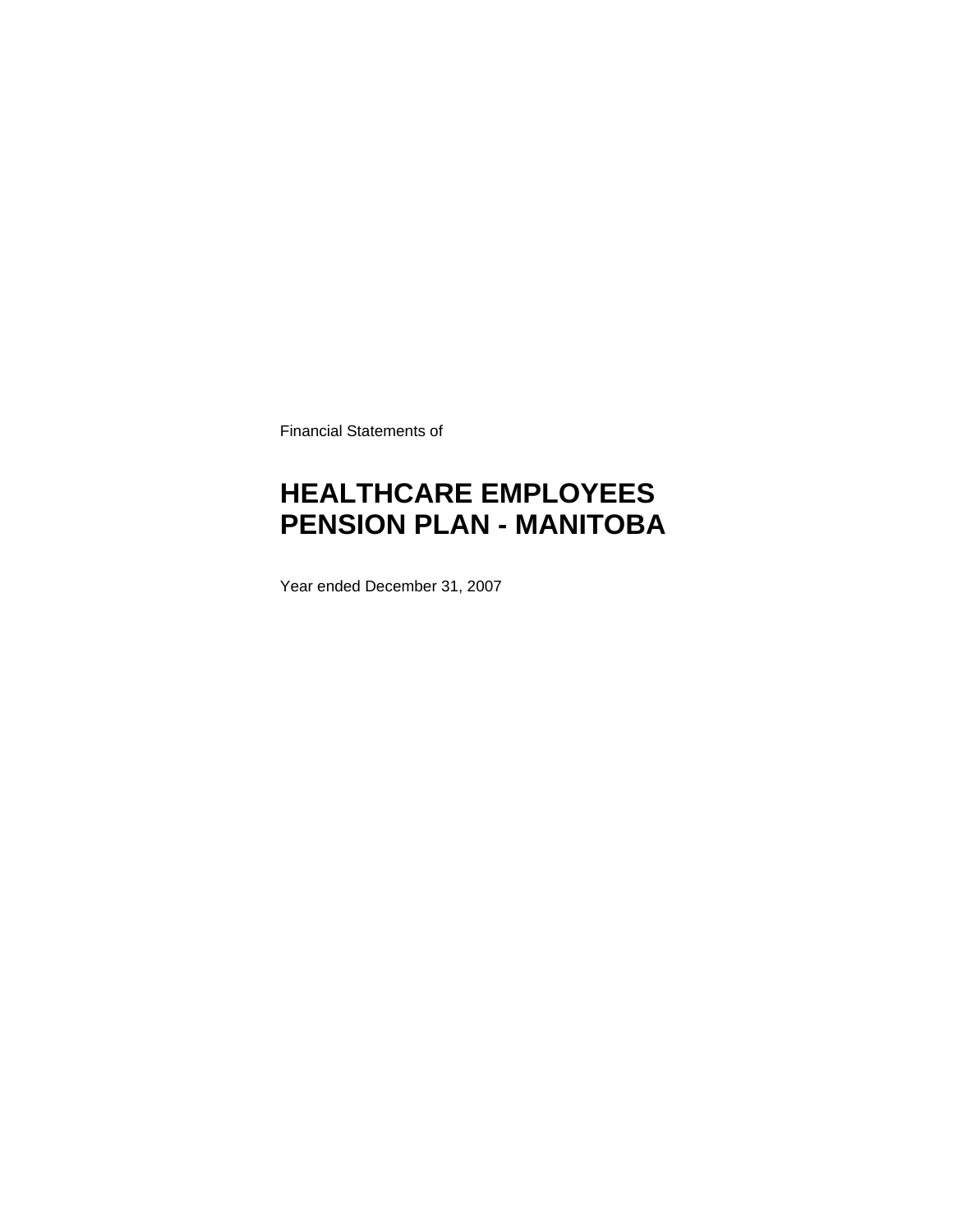Financial Statements of

# HEALTHCARE EMPLOYEES PENSION PLAN - MANITOBA

Year ended December 31, 2007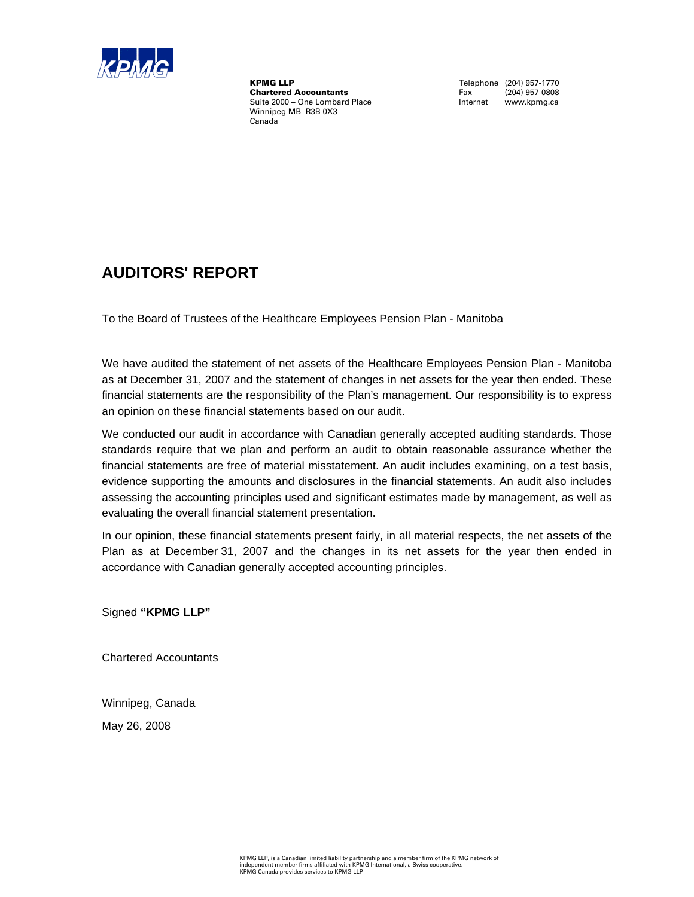**KPMG LLP**
**Chartered Accountants**
Suite 2000 – One Lombard Place
Winnipeg MB R3B 0X3
Canada

Telephone (204) 957-1770
Fax (204) 957-0808
Internet www.kpmg.ca

# AUDITORS' REPORT

To the Board of Trustees of the Healthcare Employees Pension Plan - Manitoba

We have audited the statement of net assets of the Healthcare Employees Pension Plan - Manitoba as at December 31, 2007 and the statement of changes in net assets for the year then ended. These financial statements are the responsibility of the Plan's management. Our responsibility is to express an opinion on these financial statements based on our audit.

We conducted our audit in accordance with Canadian generally accepted auditing standards. Those standards require that we plan and perform an audit to obtain reasonable assurance whether the financial statements are free of material misstatement. An audit includes examining, on a test basis, evidence supporting the amounts and disclosures in the financial statements. An audit also includes assessing the accounting principles used and significant estimates made by management, as well as evaluating the overall financial statement presentation.

In our opinion, these financial statements present fairly, in all material respects, the net assets of the Plan as at December 31, 2007 and the changes in its net assets for the year then ended in accordance with Canadian generally accepted accounting principles.

Signed **"KPMG LLP"**

Chartered Accountants

Winnipeg, Canada

May 26, 2008

KPMG LLP, is a Canadian limited liability partnership and a member firm of the KPMG network of independent member firms affiliated with KPMG International, a Swiss cooperative.
KPMG Canada provides services to KPMG LLP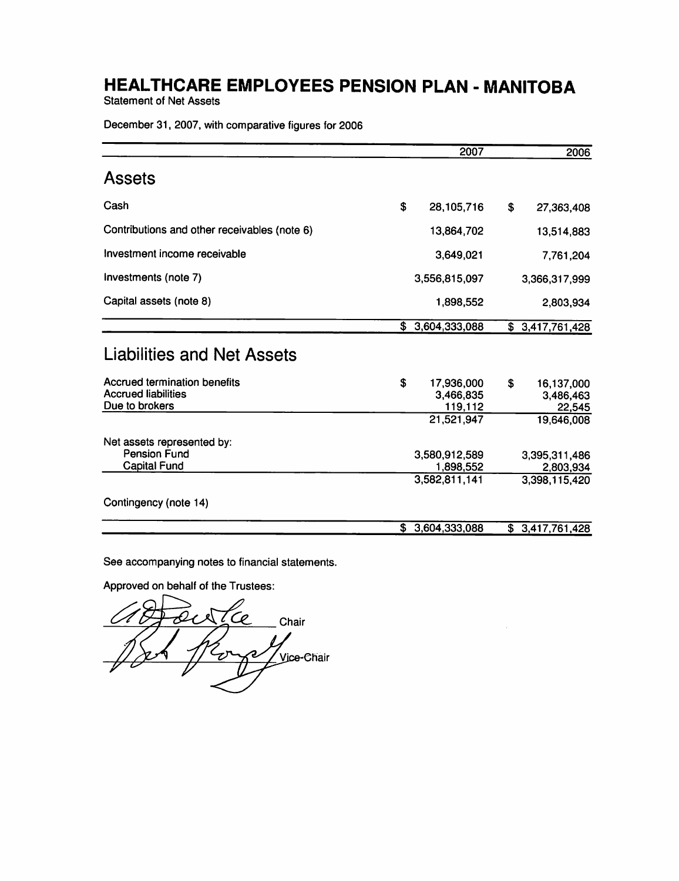# HEALTHCARE EMPLOYEES PENSION PLAN - MANITOBA

Statement of Net Assets

December 31, 2007, with comparative figures for 2006

| | 2007 | 2006 |
|---|---|---|
| **Assets** | | |
| Cash | $ 28,105,716 | $ 27,363,408 |
| Contributions and other receivables (note 6) | 13,864,702 | 13,514,883 |
| Investment income receivable | 3,649,021 | 7,761,204 |
| Investments (note 7) | 3,556,815,097 | 3,366,317,999 |
| Capital assets (note 8) | 1,898,552 | 2,803,934 |
| | $ 3,604,333,088 | $ 3,417,761,428 |
| **Liabilities and Net Assets** | | |
| Accrued termination benefits | $ 17,936,000 | $ 16,137,000 |
| Accrued liabilities | 3,466,835 | 3,486,463 |
| Due to brokers | 119,112 | 22,545 |
| | 21,521,947 | 19,646,008 |
| Net assets represented by: | | |
| Pension Fund | 3,580,912,589 | 3,395,311,486 |
| Capital Fund | 1,898,552 | 2,803,934 |
| | 3,582,811,141 | 3,398,115,420 |
| Contingency (note 14) | | |
| | $ 3,604,333,088 | $ 3,417,761,428 |

See accompanying notes to financial statements.

Approved on behalf of the Trustees:

_______________ Chair

_______________ Vice-Chair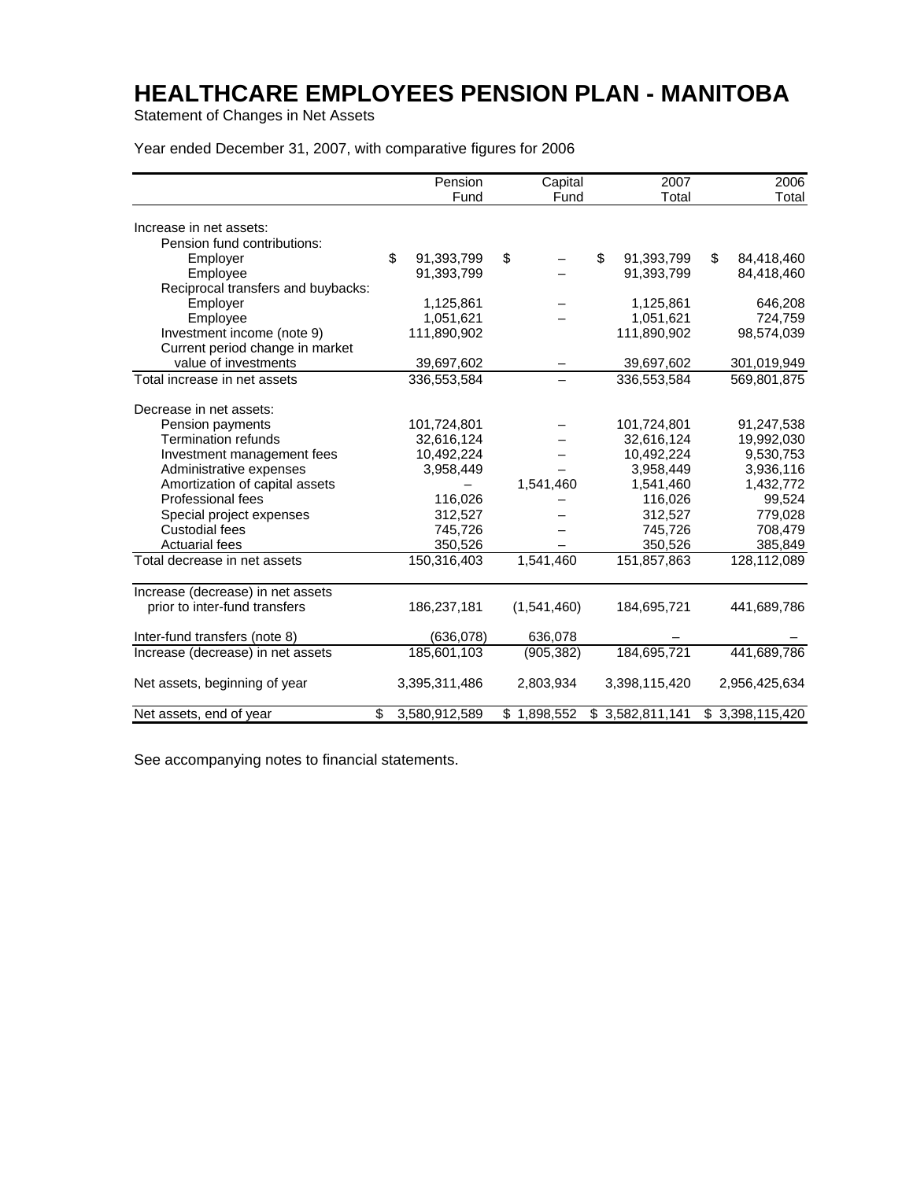# HEALTHCARE EMPLOYEES PENSION PLAN - MANITOBA

Statement of Changes in Net Assets

Year ended December 31, 2007, with comparative figures for 2006

| | Pension Fund | Capital Fund | 2007 Total | 2006 Total |
|---|---|---|---|---|
| Increase in net assets: | | | | |
| Pension fund contributions: | | | | |
| Employer | $ 91,393,799 | $ – | $ 91,393,799 | $ 84,418,460 |
| Employee | 91,393,799 | – | 91,393,799 | 84,418,460 |
| Reciprocal transfers and buybacks: | | | | |
| Employer | 1,125,861 | – | 1,125,861 | 646,208 |
| Employee | 1,051,621 | – | 1,051,621 | 724,759 |
| Investment income (note 9) | 111,890,902 | | 111,890,902 | 98,574,039 |
| Current period change in market value of investments | 39,697,602 | – | 39,697,602 | 301,019,949 |
| Total increase in net assets | 336,553,584 | – | 336,553,584 | 569,801,875 |
| Decrease in net assets: | | | | |
| Pension payments | 101,724,801 | – | 101,724,801 | 91,247,538 |
| Termination refunds | 32,616,124 | – | 32,616,124 | 19,992,030 |
| Investment management fees | 10,492,224 | – | 10,492,224 | 9,530,753 |
| Administrative expenses | 3,958,449 | – | 3,958,449 | 3,936,116 |
| Amortization of capital assets | – | 1,541,460 | 1,541,460 | 1,432,772 |
| Professional fees | 116,026 | – | 116,026 | 99,524 |
| Special project expenses | 312,527 | – | 312,527 | 779,028 |
| Custodial fees | 745,726 | – | 745,726 | 708,479 |
| Actuarial fees | 350,526 | – | 350,526 | 385,849 |
| Total decrease in net assets | 150,316,403 | 1,541,460 | 151,857,863 | 128,112,089 |
| Increase (decrease) in net assets prior to inter-fund transfers | 186,237,181 | (1,541,460) | 184,695,721 | 441,689,786 |
| Inter-fund transfers (note 8) | (636,078) | 636,078 | – | – |
| Increase (decrease) in net assets | 185,601,103 | (905,382) | 184,695,721 | 441,689,786 |
| Net assets, beginning of year | 3,395,311,486 | 2,803,934 | 3,398,115,420 | 2,956,425,634 |
| Net assets, end of year | $ 3,580,912,589 | $ 1,898,552 | $ 3,582,811,141 | $ 3,398,115,420 |

See accompanying notes to financial statements.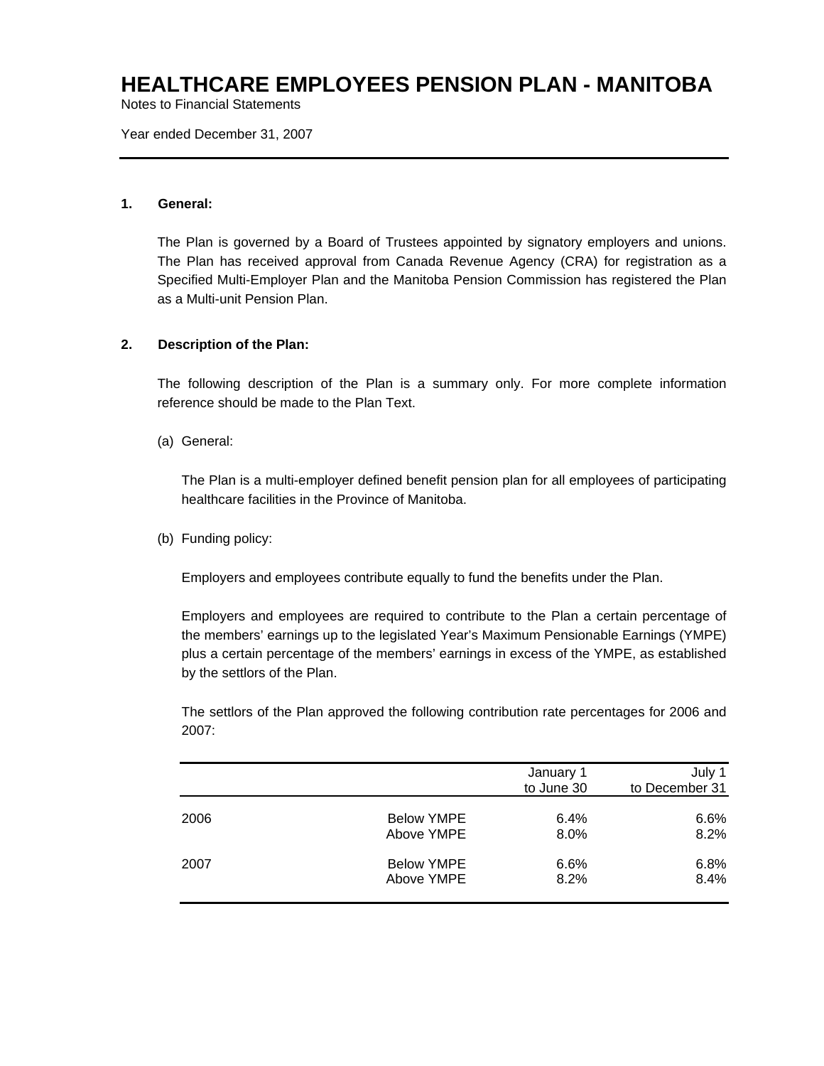# HEALTHCARE EMPLOYEES PENSION PLAN - MANITOBA

Notes to Financial Statements

Year ended December 31, 2007

**1. General:**

The Plan is governed by a Board of Trustees appointed by signatory employers and unions. The Plan has received approval from Canada Revenue Agency (CRA) for registration as a Specified Multi-Employer Plan and the Manitoba Pension Commission has registered the Plan as a Multi-unit Pension Plan.

**2. Description of the Plan:**

The following description of the Plan is a summary only. For more complete information reference should be made to the Plan Text.

(a) General:

The Plan is a multi-employer defined benefit pension plan for all employees of participating healthcare facilities in the Province of Manitoba.

(b) Funding policy:

Employers and employees contribute equally to fund the benefits under the Plan.

Employers and employees are required to contribute to the Plan a certain percentage of the members' earnings up to the legislated Year's Maximum Pensionable Earnings (YMPE) plus a certain percentage of the members' earnings in excess of the YMPE, as established by the settlors of the Plan.

The settlors of the Plan approved the following contribution rate percentages for 2006 and 2007:

| | | January 1 to June 30 | July 1 to December 31 |
|---|---|---|---|
| 2006 | Below YMPE | 6.4% | 6.6% |
| | Above YMPE | 8.0% | 8.2% |
| 2007 | Below YMPE | 6.6% | 6.8% |
| | Above YMPE | 8.2% | 8.4% |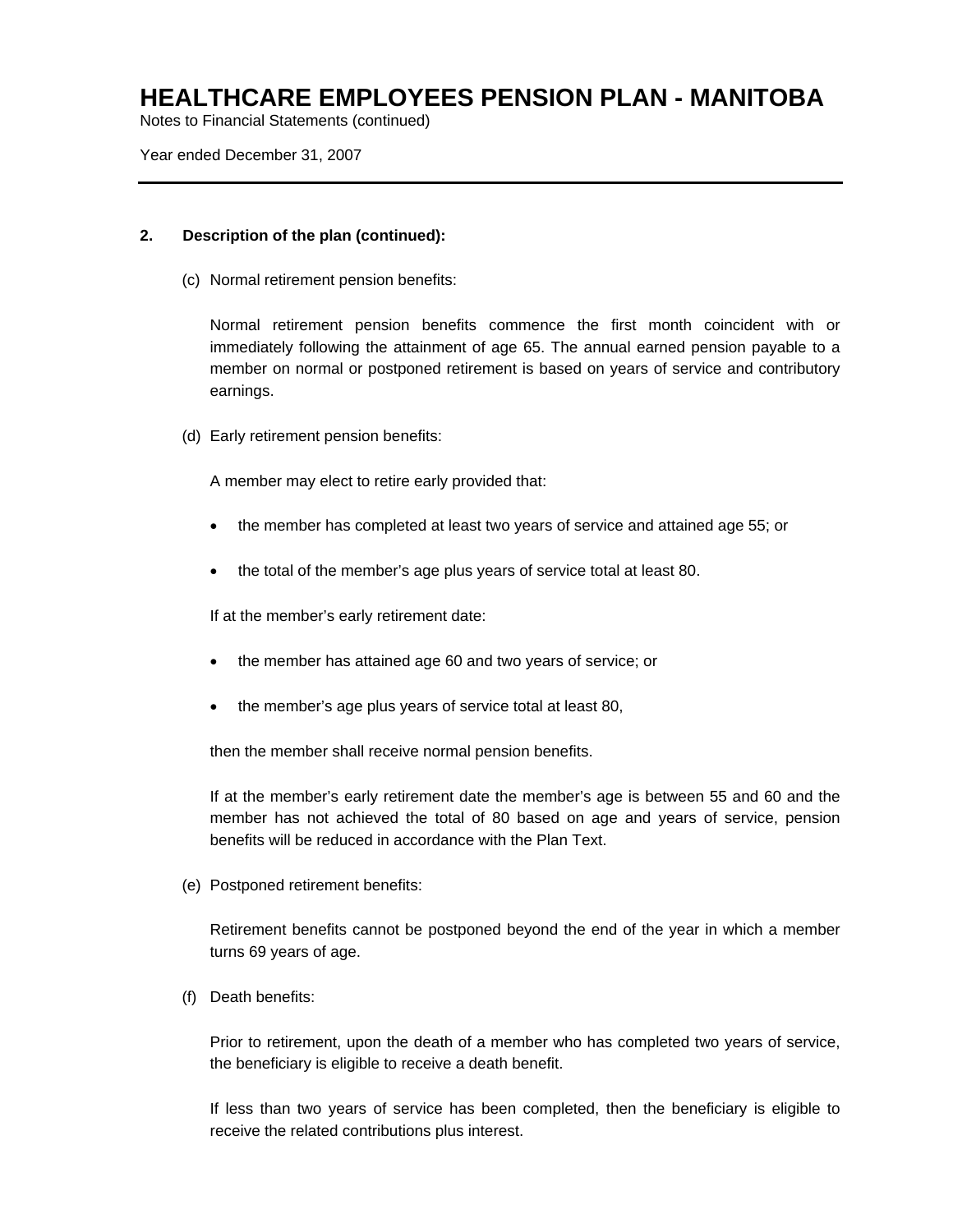## 2. Description of the plan (continued):

(c) Normal retirement pension benefits:

Normal retirement pension benefits commence the first month coincident with or immediately following the attainment of age 65. The annual earned pension payable to a member on normal or postponed retirement is based on years of service and contributory earnings.

(d) Early retirement pension benefits:

A member may elect to retire early provided that:

- the member has completed at least two years of service and attained age 55; or
- the total of the member's age plus years of service total at least 80.

If at the member's early retirement date:

- the member has attained age 60 and two years of service; or
- the member's age plus years of service total at least 80,

then the member shall receive normal pension benefits.

If at the member's early retirement date the member's age is between 55 and 60 and the member has not achieved the total of 80 based on age and years of service, pension benefits will be reduced in accordance with the Plan Text.

(e) Postponed retirement benefits:

Retirement benefits cannot be postponed beyond the end of the year in which a member turns 69 years of age.

(f) Death benefits:

Prior to retirement, upon the death of a member who has completed two years of service, the beneficiary is eligible to receive a death benefit.

If less than two years of service has been completed, then the beneficiary is eligible to receive the related contributions plus interest.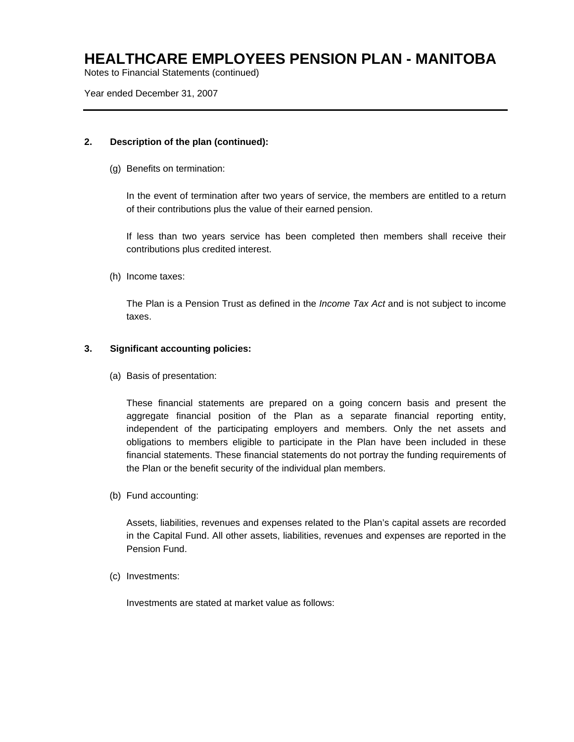# HEALTHCARE EMPLOYEES PENSION PLAN - MANITOBA

Notes to Financial Statements (continued)

Year ended December 31, 2007

---

**2. Description of the plan (continued):**

(g) Benefits on termination:

In the event of termination after two years of service, the members are entitled to a return of their contributions plus the value of their earned pension.

If less than two years service has been completed then members shall receive their contributions plus credited interest.

(h) Income taxes:

The Plan is a Pension Trust as defined in the *Income Tax Act* and is not subject to income taxes.

**3. Significant accounting policies:**

(a) Basis of presentation:

These financial statements are prepared on a going concern basis and present the aggregate financial position of the Plan as a separate financial reporting entity, independent of the participating employers and members. Only the net assets and obligations to members eligible to participate in the Plan have been included in these financial statements. These financial statements do not portray the funding requirements of the Plan or the benefit security of the individual plan members.

(b) Fund accounting:

Assets, liabilities, revenues and expenses related to the Plan's capital assets are recorded in the Capital Fund. All other assets, liabilities, revenues and expenses are reported in the Pension Fund.

(c) Investments:

Investments are stated at market value as follows: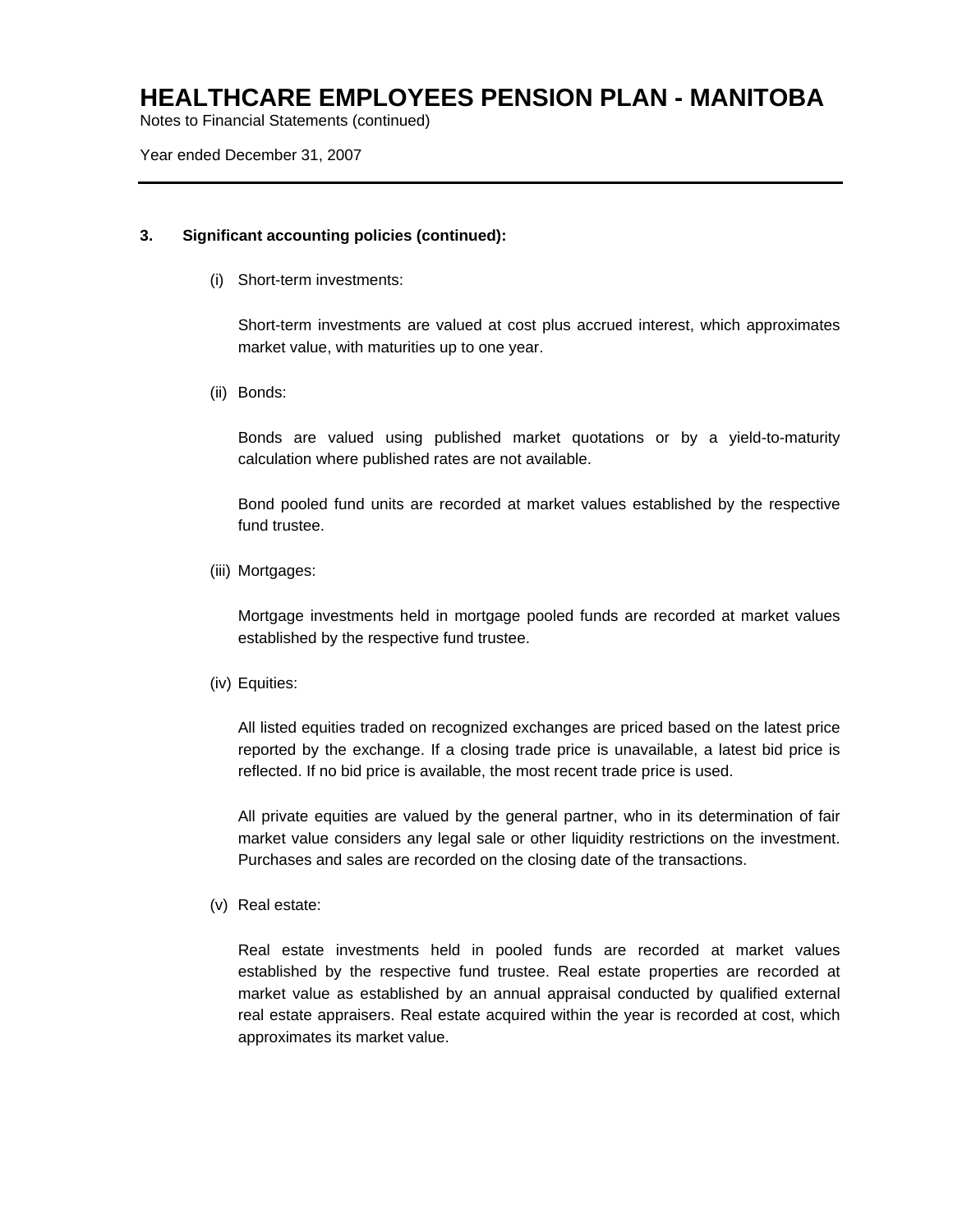# HEALTHCARE EMPLOYEES PENSION PLAN - MANITOBA

Notes to Financial Statements (continued)

Year ended December 31, 2007

---

**3. Significant accounting policies (continued):**

(i) Short-term investments:

Short-term investments are valued at cost plus accrued interest, which approximates market value, with maturities up to one year.

(ii) Bonds:

Bonds are valued using published market quotations or by a yield-to-maturity calculation where published rates are not available.

Bond pooled fund units are recorded at market values established by the respective fund trustee.

(iii) Mortgages:

Mortgage investments held in mortgage pooled funds are recorded at market values established by the respective fund trustee.

(iv) Equities:

All listed equities traded on recognized exchanges are priced based on the latest price reported by the exchange. If a closing trade price is unavailable, a latest bid price is reflected. If no bid price is available, the most recent trade price is used.

All private equities are valued by the general partner, who in its determination of fair market value considers any legal sale or other liquidity restrictions on the investment. Purchases and sales are recorded on the closing date of the transactions.

(v) Real estate:

Real estate investments held in pooled funds are recorded at market values established by the respective fund trustee. Real estate properties are recorded at market value as established by an annual appraisal conducted by qualified external real estate appraisers. Real estate acquired within the year is recorded at cost, which approximates its market value.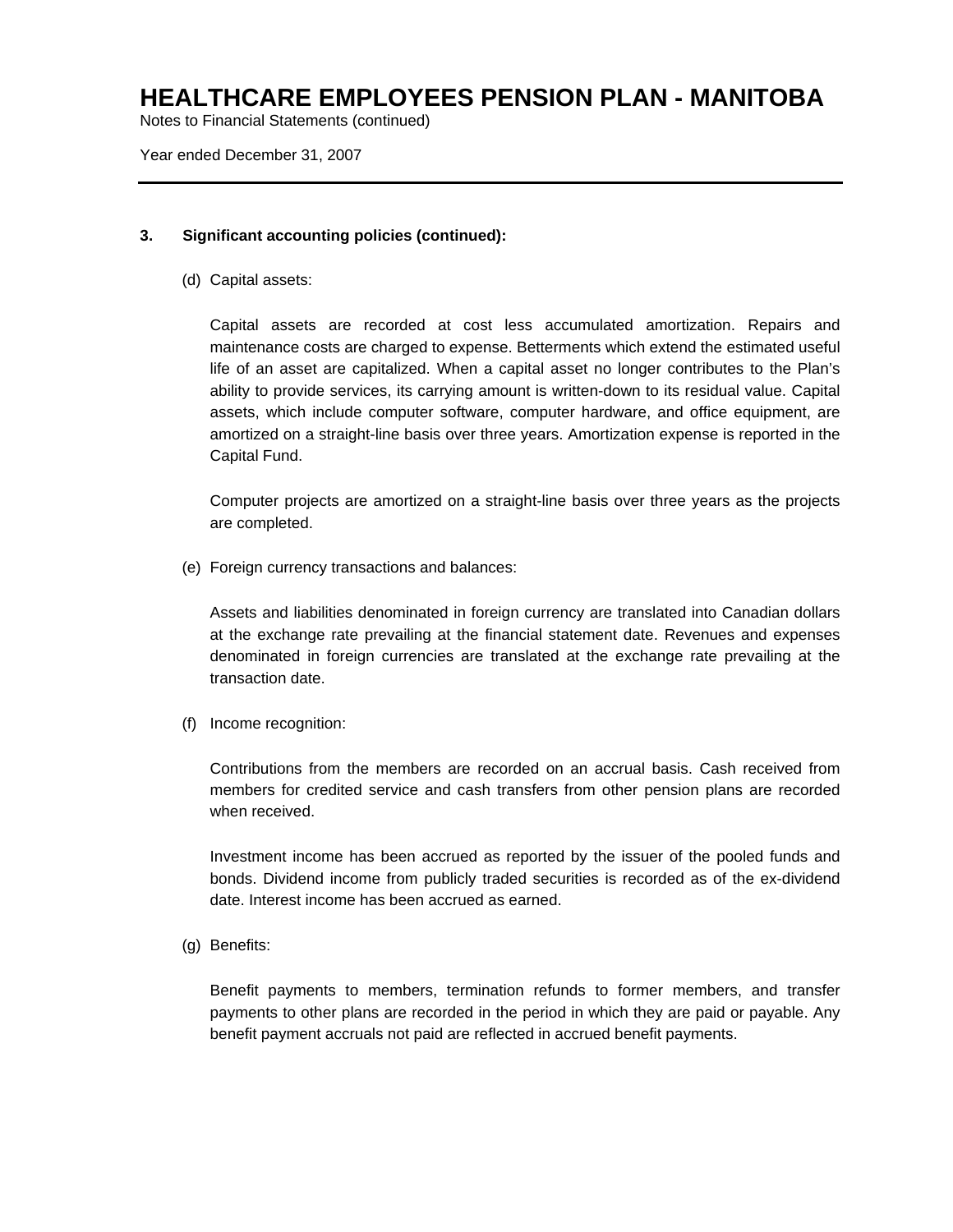# HEALTHCARE EMPLOYEES PENSION PLAN - MANITOBA

Notes to Financial Statements (continued)

Year ended December 31, 2007

---

**3. Significant accounting policies (continued):**

(d) Capital assets:

Capital assets are recorded at cost less accumulated amortization. Repairs and maintenance costs are charged to expense. Betterments which extend the estimated useful life of an asset are capitalized. When a capital asset no longer contributes to the Plan's ability to provide services, its carrying amount is written-down to its residual value. Capital assets, which include computer software, computer hardware, and office equipment, are amortized on a straight-line basis over three years. Amortization expense is reported in the Capital Fund.

Computer projects are amortized on a straight-line basis over three years as the projects are completed.

(e) Foreign currency transactions and balances:

Assets and liabilities denominated in foreign currency are translated into Canadian dollars at the exchange rate prevailing at the financial statement date. Revenues and expenses denominated in foreign currencies are translated at the exchange rate prevailing at the transaction date.

(f) Income recognition:

Contributions from the members are recorded on an accrual basis. Cash received from members for credited service and cash transfers from other pension plans are recorded when received.

Investment income has been accrued as reported by the issuer of the pooled funds and bonds. Dividend income from publicly traded securities is recorded as of the ex-dividend date. Interest income has been accrued as earned.

(g) Benefits:

Benefit payments to members, termination refunds to former members, and transfer payments to other plans are recorded in the period in which they are paid or payable. Any benefit payment accruals not paid are reflected in accrued benefit payments.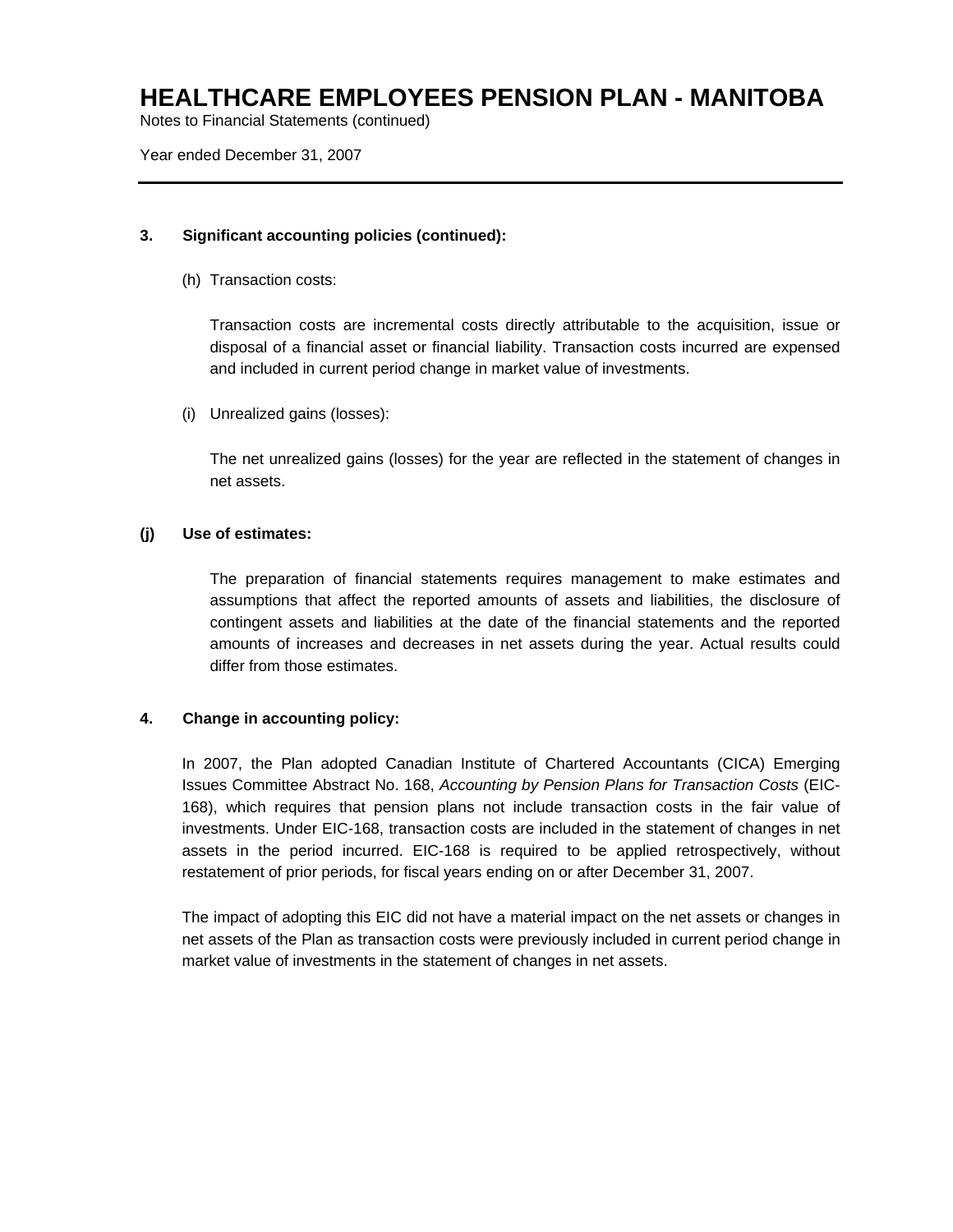### 3. Significant accounting policies (continued):

(h) Transaction costs:

Transaction costs are incremental costs directly attributable to the acquisition, issue or disposal of a financial asset or financial liability. Transaction costs incurred are expensed and included in current period change in market value of investments.

(i) Unrealized gains (losses):

The net unrealized gains (losses) for the year are reflected in the statement of changes in net assets.

### (j) Use of estimates:

The preparation of financial statements requires management to make estimates and assumptions that affect the reported amounts of assets and liabilities, the disclosure of contingent assets and liabilities at the date of the financial statements and the reported amounts of increases and decreases in net assets during the year. Actual results could differ from those estimates.

### 4. Change in accounting policy:

In 2007, the Plan adopted Canadian Institute of Chartered Accountants (CICA) Emerging Issues Committee Abstract No. 168, *Accounting by Pension Plans for Transaction Costs* (EIC-168), which requires that pension plans not include transaction costs in the fair value of investments. Under EIC-168, transaction costs are included in the statement of changes in net assets in the period incurred. EIC-168 is required to be applied retrospectively, without restatement of prior periods, for fiscal years ending on or after December 31, 2007.

The impact of adopting this EIC did not have a material impact on the net assets or changes in net assets of the Plan as transaction costs were previously included in current period change in market value of investments in the statement of changes in net assets.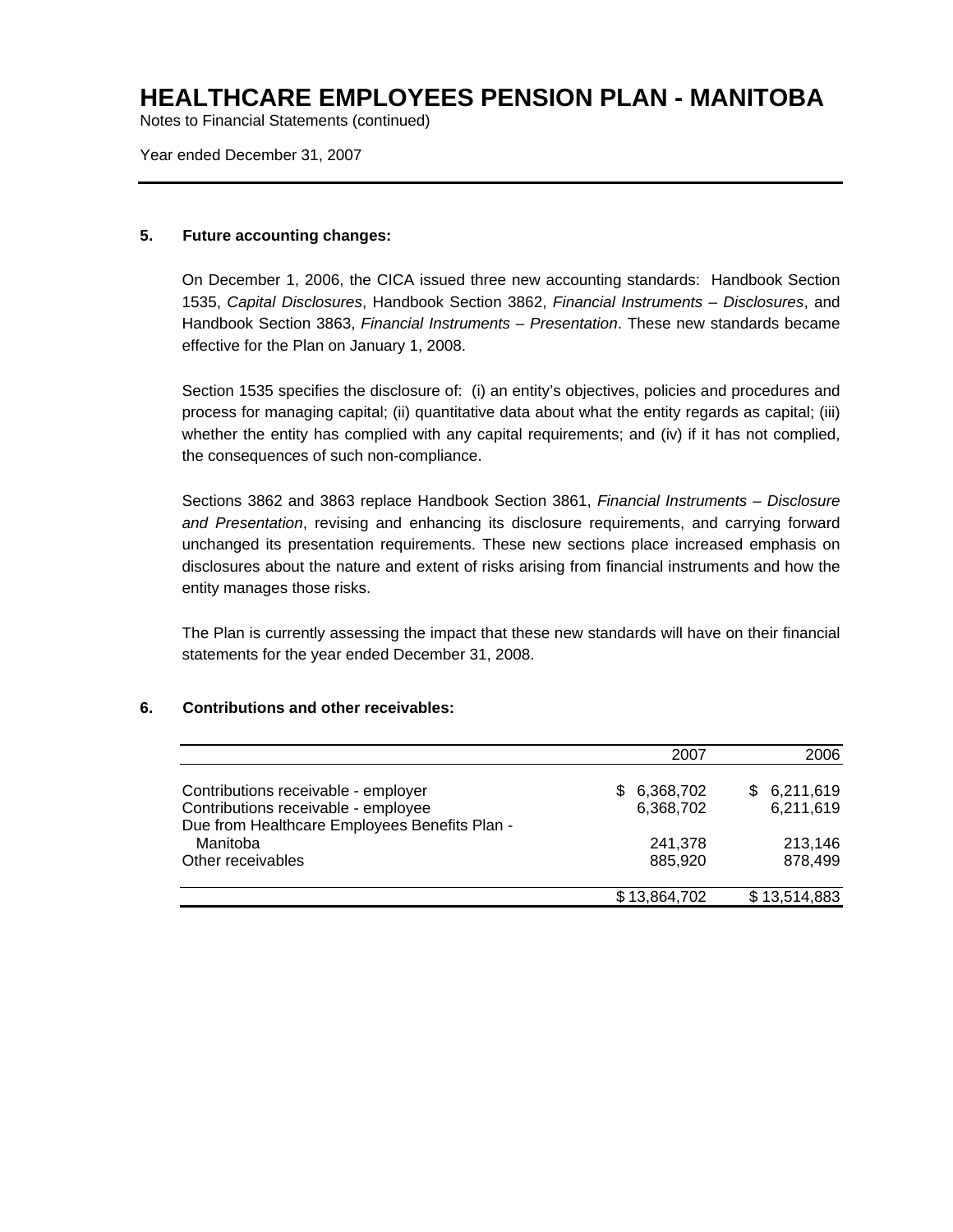# HEALTHCARE EMPLOYEES PENSION PLAN - MANITOBA

Notes to Financial Statements (continued)

Year ended December 31, 2007

---

### 5. Future accounting changes:

On December 1, 2006, the CICA issued three new accounting standards: Handbook Section 1535, *Capital Disclosures*, Handbook Section 3862, *Financial Instruments – Disclosures*, and Handbook Section 3863, *Financial Instruments – Presentation*. These new standards became effective for the Plan on January 1, 2008.

Section 1535 specifies the disclosure of: (i) an entity's objectives, policies and procedures and process for managing capital; (ii) quantitative data about what the entity regards as capital; (iii) whether the entity has complied with any capital requirements; and (iv) if it has not complied, the consequences of such non-compliance.

Sections 3862 and 3863 replace Handbook Section 3861, *Financial Instruments – Disclosure and Presentation*, revising and enhancing its disclosure requirements, and carrying forward unchanged its presentation requirements. These new sections place increased emphasis on disclosures about the nature and extent of risks arising from financial instruments and how the entity manages those risks.

The Plan is currently assessing the impact that these new standards will have on their financial statements for the year ended December 31, 2008.

### 6. Contributions and other receivables:

| | 2007 | 2006 |
|---|---:|---:|
| Contributions receivable - employer | $ 6,368,702 | $ 6,211,619 |
| Contributions receivable - employee | 6,368,702 | 6,211,619 |
| Due from Healthcare Employees Benefits Plan - Manitoba | 241,378 | 213,146 |
| Other receivables | 885,920 | 878,499 |
| | $ 13,864,702 | $ 13,514,883 |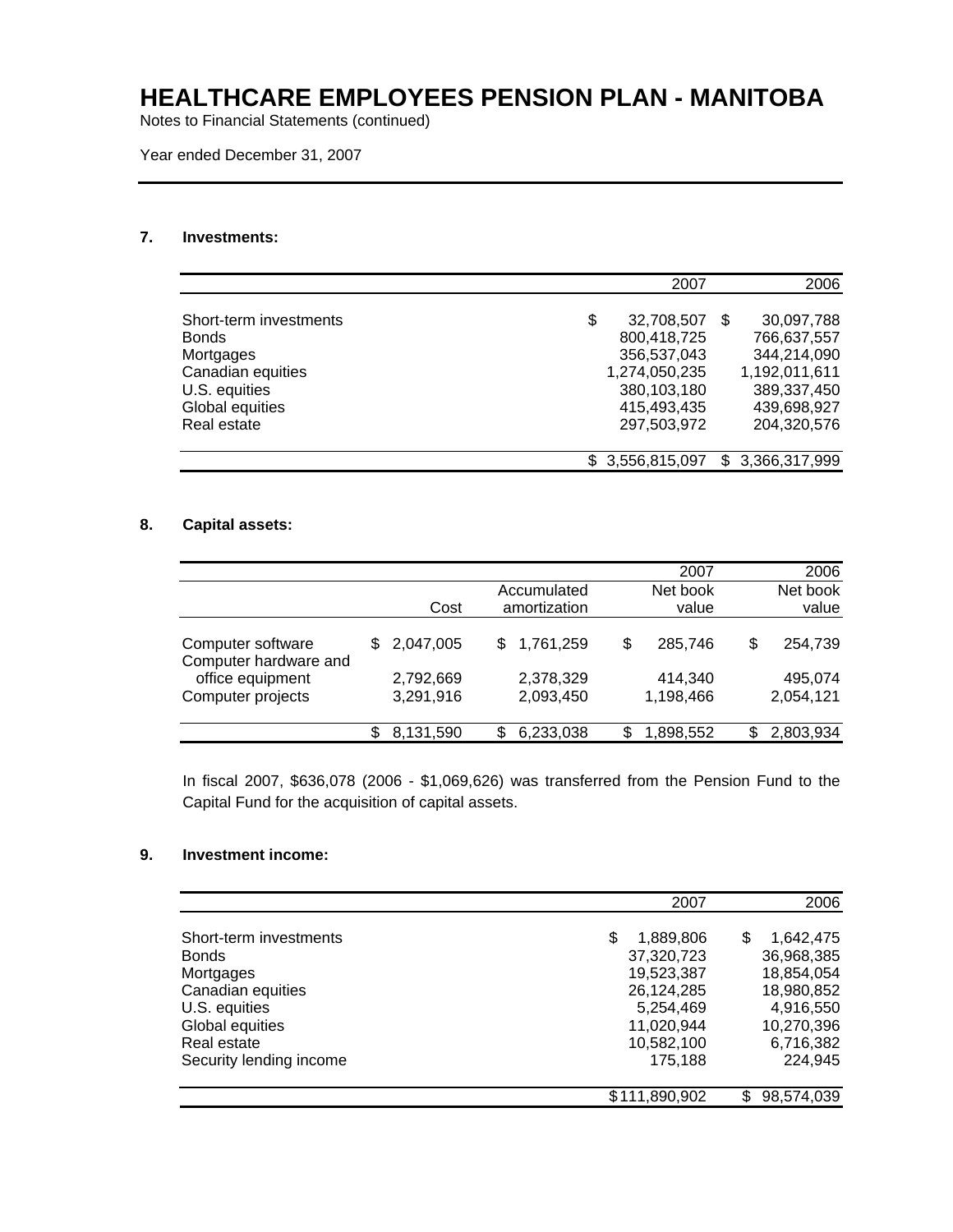# HEALTHCARE EMPLOYEES PENSION PLAN - MANITOBA

Notes to Financial Statements (continued)

Year ended December 31, 2007

## 7. Investments:

| | 2007 | 2006 |
|---|---|---|
| Short-term investments | $ 32,708,507 | $ 30,097,788 |
| Bonds | 800,418,725 | 766,637,557 |
| Mortgages | 356,537,043 | 344,214,090 |
| Canadian equities | 1,274,050,235 | 1,192,011,611 |
| U.S. equities | 380,103,180 | 389,337,450 |
| Global equities | 415,493,435 | 439,698,927 |
| Real estate | 297,503,972 | 204,320,576 |
| | $ 3,556,815,097 | $ 3,366,317,999 |

## 8. Capital assets:

| | | | 2007 | 2006 |
|---|---|---|---|---|
| | Cost | Accumulated amortization | Net book value | Net book value |
| Computer software | $ 2,047,005 | $ 1,761,259 | $ 285,746 | $ 254,739 |
| Computer hardware and office equipment | 2,792,669 | 2,378,329 | 414,340 | 495,074 |
| Computer projects | 3,291,916 | 2,093,450 | 1,198,466 | 2,054,121 |
| | $ 8,131,590 | $ 6,233,038 | $ 1,898,552 | $ 2,803,934 |

In fiscal 2007, $636,078 (2006 - $1,069,626) was transferred from the Pension Fund to the Capital Fund for the acquisition of capital assets.

## 9. Investment income:

| | 2007 | 2006 |
|---|---|---|
| Short-term investments | $ 1,889,806 | $ 1,642,475 |
| Bonds | 37,320,723 | 36,968,385 |
| Mortgages | 19,523,387 | 18,854,054 |
| Canadian equities | 26,124,285 | 18,980,852 |
| U.S. equities | 5,254,469 | 4,916,550 |
| Global equities | 11,020,944 | 10,270,396 |
| Real estate | 10,582,100 | 6,716,382 |
| Security lending income | 175,188 | 224,945 |
| | $111,890,902 | $ 98,574,039 |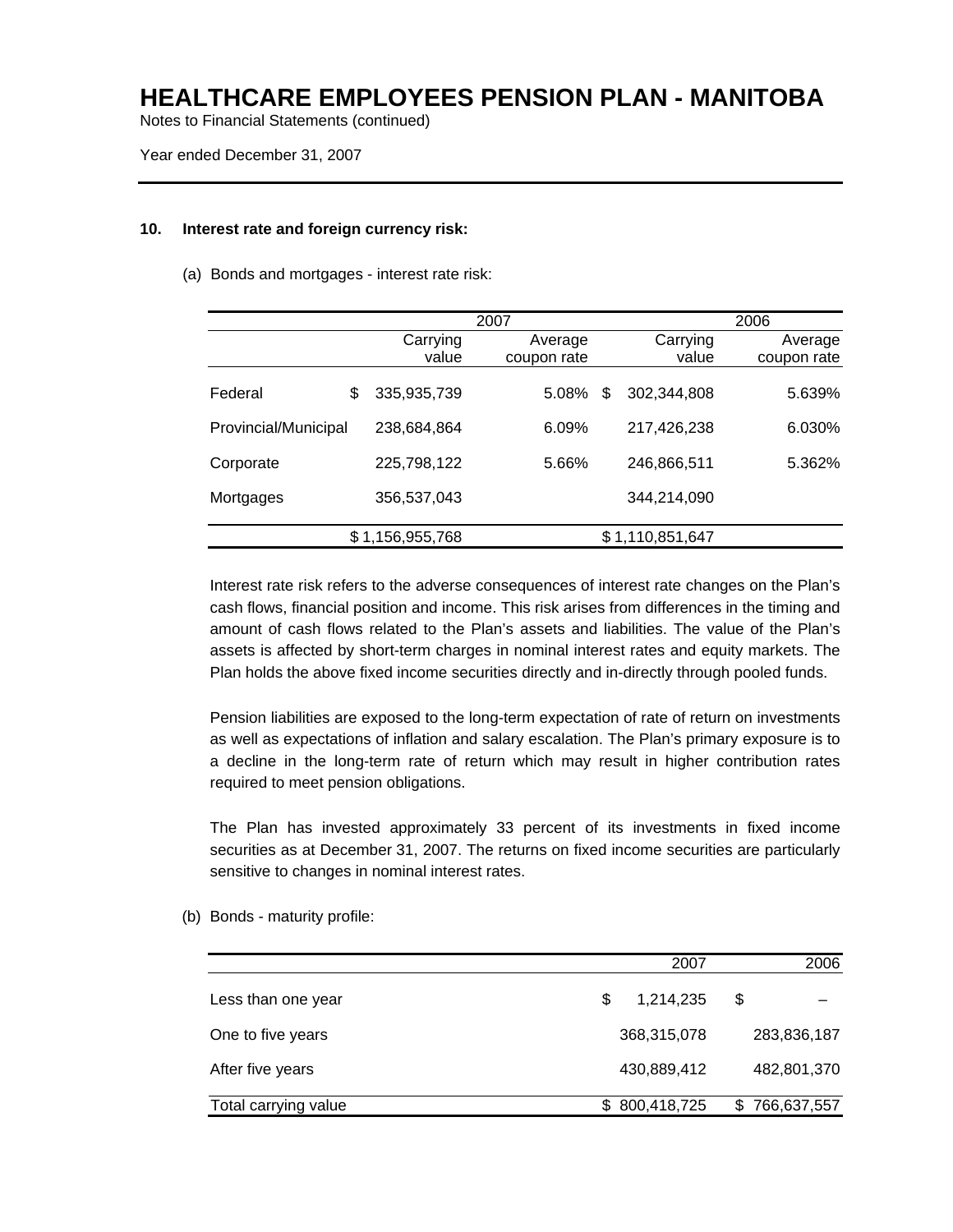# HEALTHCARE EMPLOYEES PENSION PLAN - MANITOBA

Notes to Financial Statements (continued)

Year ended December 31, 2007

## 10. Interest rate and foreign currency risk:

(a) Bonds and mortgages - interest rate risk:

| | 2007 | | 2006 | |
|---|---|---|---|---|
| | Carrying value | Average coupon rate | Carrying value | Average coupon rate |
| Federal | $ 335,935,739 | 5.08% | $ 302,344,808 | 5.639% |
| Provincial/Municipal | 238,684,864 | 6.09% | 217,426,238 | 6.030% |
| Corporate | 225,798,122 | 5.66% | 246,866,511 | 5.362% |
| Mortgages | 356,537,043 | | 344,214,090 | |
| | $ 1,156,955,768 | | $ 1,110,851,647 | |

Interest rate risk refers to the adverse consequences of interest rate changes on the Plan's cash flows, financial position and income. This risk arises from differences in the timing and amount of cash flows related to the Plan's assets and liabilities. The value of the Plan's assets is affected by short-term charges in nominal interest rates and equity markets. The Plan holds the above fixed income securities directly and in-directly through pooled funds.

Pension liabilities are exposed to the long-term expectation of rate of return on investments as well as expectations of inflation and salary escalation. The Plan's primary exposure is to a decline in the long-term rate of return which may result in higher contribution rates required to meet pension obligations.

The Plan has invested approximately 33 percent of its investments in fixed income securities as at December 31, 2007. The returns on fixed income securities are particularly sensitive to changes in nominal interest rates.

(b) Bonds - maturity profile:

| | 2007 | 2006 |
|---|---|---|
| Less than one year | $ 1,214,235 | $ – |
| One to five years | 368,315,078 | 283,836,187 |
| After five years | 430,889,412 | 482,801,370 |
| Total carrying value | $ 800,418,725 | $ 766,637,557 |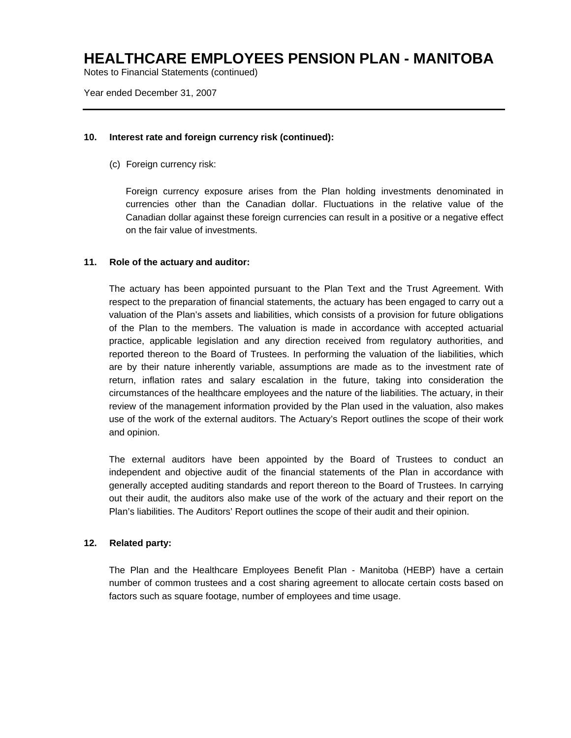### 10. Interest rate and foreign currency risk (continued):

(c) Foreign currency risk:

Foreign currency exposure arises from the Plan holding investments denominated in currencies other than the Canadian dollar. Fluctuations in the relative value of the Canadian dollar against these foreign currencies can result in a positive or a negative effect on the fair value of investments.

### 11. Role of the actuary and auditor:

The actuary has been appointed pursuant to the Plan Text and the Trust Agreement. With respect to the preparation of financial statements, the actuary has been engaged to carry out a valuation of the Plan's assets and liabilities, which consists of a provision for future obligations of the Plan to the members. The valuation is made in accordance with accepted actuarial practice, applicable legislation and any direction received from regulatory authorities, and reported thereon to the Board of Trustees. In performing the valuation of the liabilities, which are by their nature inherently variable, assumptions are made as to the investment rate of return, inflation rates and salary escalation in the future, taking into consideration the circumstances of the healthcare employees and the nature of the liabilities. The actuary, in their review of the management information provided by the Plan used in the valuation, also makes use of the work of the external auditors. The Actuary's Report outlines the scope of their work and opinion.

The external auditors have been appointed by the Board of Trustees to conduct an independent and objective audit of the financial statements of the Plan in accordance with generally accepted auditing standards and report thereon to the Board of Trustees. In carrying out their audit, the auditors also make use of the work of the actuary and their report on the Plan's liabilities. The Auditors' Report outlines the scope of their audit and their opinion.

### 12. Related party:

The Plan and the Healthcare Employees Benefit Plan - Manitoba (HEBP) have a certain number of common trustees and a cost sharing agreement to allocate certain costs based on factors such as square footage, number of employees and time usage.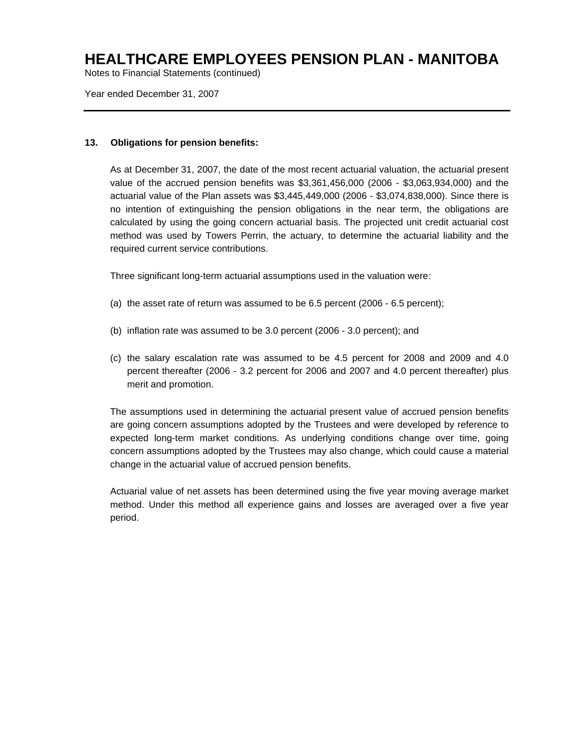# HEALTHCARE EMPLOYEES PENSION PLAN - MANITOBA

Notes to Financial Statements (continued)

Year ended December 31, 2007

---

**13. Obligations for pension benefits:**

As at December 31, 2007, the date of the most recent actuarial valuation, the actuarial present value of the accrued pension benefits was $3,361,456,000 (2006 - $3,063,934,000) and the actuarial value of the Plan assets was $3,445,449,000 (2006 - $3,074,838,000). Since there is no intention of extinguishing the pension obligations in the near term, the obligations are calculated by using the going concern actuarial basis. The projected unit credit actuarial cost method was used by Towers Perrin, the actuary, to determine the actuarial liability and the required current service contributions.

Three significant long-term actuarial assumptions used in the valuation were:

(a) the asset rate of return was assumed to be 6.5 percent (2006 - 6.5 percent);

(b) inflation rate was assumed to be 3.0 percent (2006 - 3.0 percent); and

(c) the salary escalation rate was assumed to be 4.5 percent for 2008 and 2009 and 4.0 percent thereafter (2006 - 3.2 percent for 2006 and 2007 and 4.0 percent thereafter) plus merit and promotion.

The assumptions used in determining the actuarial present value of accrued pension benefits are going concern assumptions adopted by the Trustees and were developed by reference to expected long-term market conditions. As underlying conditions change over time, going concern assumptions adopted by the Trustees may also change, which could cause a material change in the actuarial value of accrued pension benefits.

Actuarial value of net assets has been determined using the five year moving average market method. Under this method all experience gains and losses are averaged over a five year period.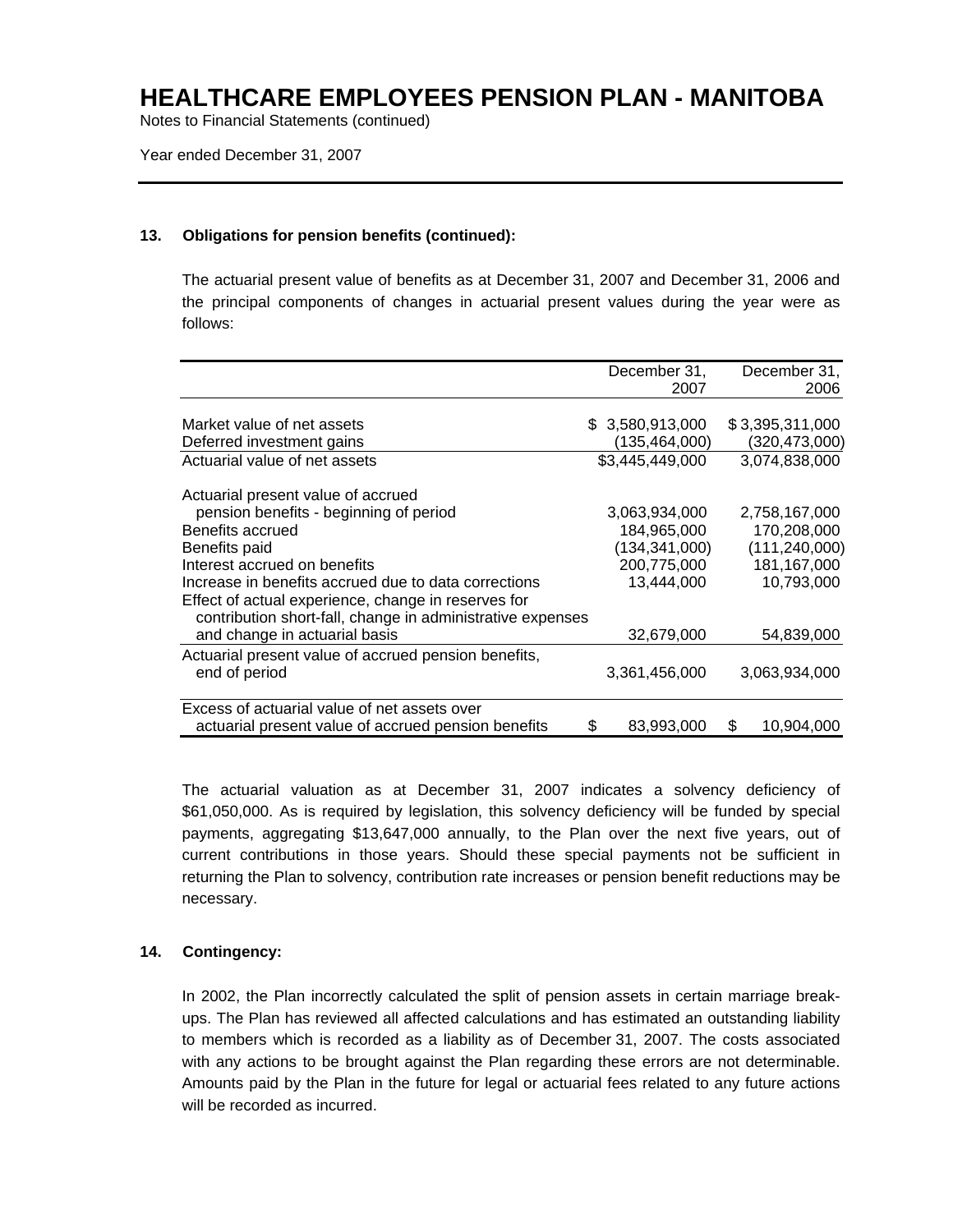# HEALTHCARE EMPLOYEES PENSION PLAN - MANITOBA

Notes to Financial Statements (continued)

Year ended December 31, 2007

### 13. Obligations for pension benefits (continued):

The actuarial present value of benefits as at December 31, 2007 and December 31, 2006 and the principal components of changes in actuarial present values during the year were as follows:

| | December 31, 2007 | December 31, 2006 |
|---|---|---|
| Market value of net assets | $ 3,580,913,000 | $ 3,395,311,000 |
| Deferred investment gains | (135,464,000) | (320,473,000) |
| Actuarial value of net assets | $3,445,449,000 | 3,074,838,000 |
| Actuarial present value of accrued pension benefits - beginning of period | 3,063,934,000 | 2,758,167,000 |
| Benefits accrued | 184,965,000 | 170,208,000 |
| Benefits paid | (134,341,000) | (111,240,000) |
| Interest accrued on benefits | 200,775,000 | 181,167,000 |
| Increase in benefits accrued due to data corrections | 13,444,000 | 10,793,000 |
| Effect of actual experience, change in reserves for contribution short-fall, change in administrative expenses and change in actuarial basis | 32,679,000 | 54,839,000 |
| Actuarial present value of accrued pension benefits, end of period | 3,361,456,000 | 3,063,934,000 |
| Excess of actuarial value of net assets over actuarial present value of accrued pension benefits | $ 83,993,000 | $ 10,904,000 |

The actuarial valuation as at December 31, 2007 indicates a solvency deficiency of $61,050,000. As is required by legislation, this solvency deficiency will be funded by special payments, aggregating $13,647,000 annually, to the Plan over the next five years, out of current contributions in those years. Should these special payments not be sufficient in returning the Plan to solvency, contribution rate increases or pension benefit reductions may be necessary.

### 14. Contingency:

In 2002, the Plan incorrectly calculated the split of pension assets in certain marriage break-ups. The Plan has reviewed all affected calculations and has estimated an outstanding liability to members which is recorded as a liability as of December 31, 2007. The costs associated with any actions to be brought against the Plan regarding these errors are not determinable. Amounts paid by the Plan in the future for legal or actuarial fees related to any future actions will be recorded as incurred.